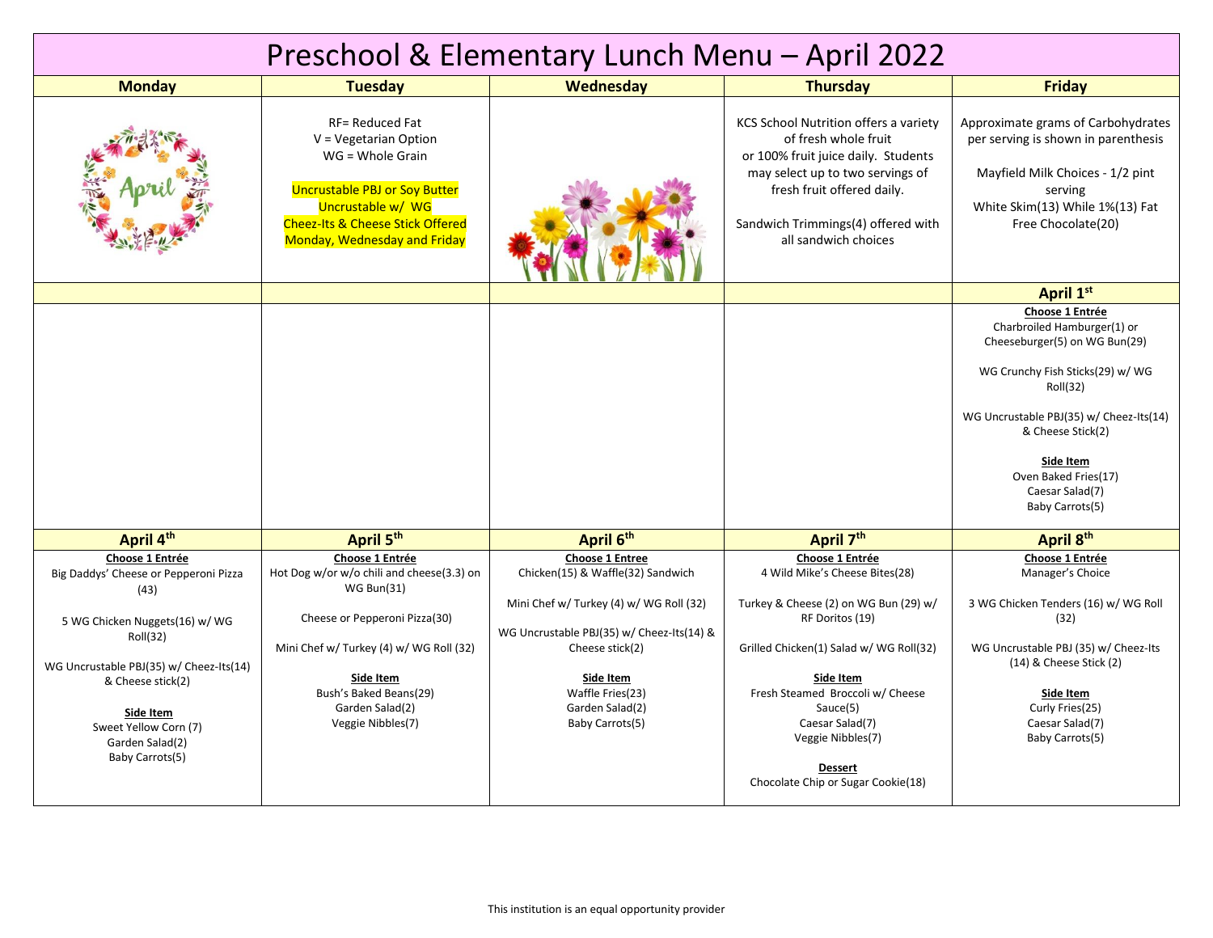# Preschool & Elementary Lunch Menu – April 2022

| Monday | Tuesday | Wednesday | Thursday | Friday |
|---|---|---|---|---|
| | RF= Reduced Fat<br>V = Vegetarian Option<br>WG = Whole Grain<br><br>Uncrustable PBJ or Soy Butter Uncrustable w/ WG Cheez-Its & Cheese Stick Offered Monday, Wednesday and Friday | | KCS School Nutrition offers a variety of fresh whole fruit or 100% fruit juice daily. Students may select up to two servings of fresh fruit offered daily.<br><br>Sandwich Trimmings(4) offered with all sandwich choices | Approximate grams of Carbohydrates per serving is shown in parenthesis<br><br>Mayfield Milk Choices - 1/2 pint serving<br>White Skim(13) While 1%(13) Fat Free Chocolate(20) |
| | | | | **April 1st** |
| | | | | **Choose 1 Entrée**<br>Charbroiled Hamburger(1) or Cheeseburger(5) on WG Bun(29)<br><br>WG Crunchy Fish Sticks(29) w/ WG Roll(32)<br><br>WG Uncrustable PBJ(35) w/ Cheez-Its(14) & Cheese Stick(2)<br><br>**Side Item**<br>Oven Baked Fries(17)<br>Caesar Salad(7)<br>Baby Carrots(5) |
| **April 4th** | **April 5th** | **April 6th** | **April 7th** | **April 8th** |
| **Choose 1 Entrée**<br>Big Daddys' Cheese or Pepperoni Pizza (43)<br><br>5 WG Chicken Nuggets(16) w/ WG Roll(32)<br><br>WG Uncrustable PBJ(35) w/ Cheez-Its(14) & Cheese stick(2)<br><br>**Side Item**<br>Sweet Yellow Corn (7)<br>Garden Salad(2)<br>Baby Carrots(5) | **Choose 1 Entrée**<br>Hot Dog w/or w/o chili and cheese(3.3) on WG Bun(31)<br><br>Cheese or Pepperoni Pizza(30)<br><br>Mini Chef w/ Turkey (4) w/ WG Roll (32)<br><br>**Side Item**<br>Bush's Baked Beans(29)<br>Garden Salad(2)<br>Veggie Nibbles(7) | **Choose 1 Entree**<br>Chicken(15) & Waffle(32) Sandwich<br><br>Mini Chef w/ Turkey (4) w/ WG Roll (32)<br><br>WG Uncrustable PBJ(35) w/ Cheez-Its(14) & Cheese stick(2)<br><br>**Side Item**<br>Waffle Fries(23)<br>Garden Salad(2)<br>Baby Carrots(5) | **Choose 1 Entrée**<br>4 Wild Mike's Cheese Bites(28)<br><br>Turkey & Cheese (2) on WG Bun (29) w/ RF Doritos (19)<br><br>Grilled Chicken(1) Salad w/ WG Roll(32)<br><br>**Side Item**<br>Fresh Steamed Broccoli w/ Cheese Sauce(5)<br>Caesar Salad(7)<br>Veggie Nibbles(7)<br><br>**Dessert**<br>Chocolate Chip or Sugar Cookie(18) | **Choose 1 Entrée**<br>Manager's Choice<br><br>3 WG Chicken Tenders (16) w/ WG Roll (32)<br><br>WG Uncrustable PBJ (35) w/ Cheez-Its (14) & Cheese Stick (2)<br><br>**Side Item**<br>Curly Fries(25)<br>Caesar Salad(7)<br>Baby Carrots(5) |

This institution is an equal opportunity provider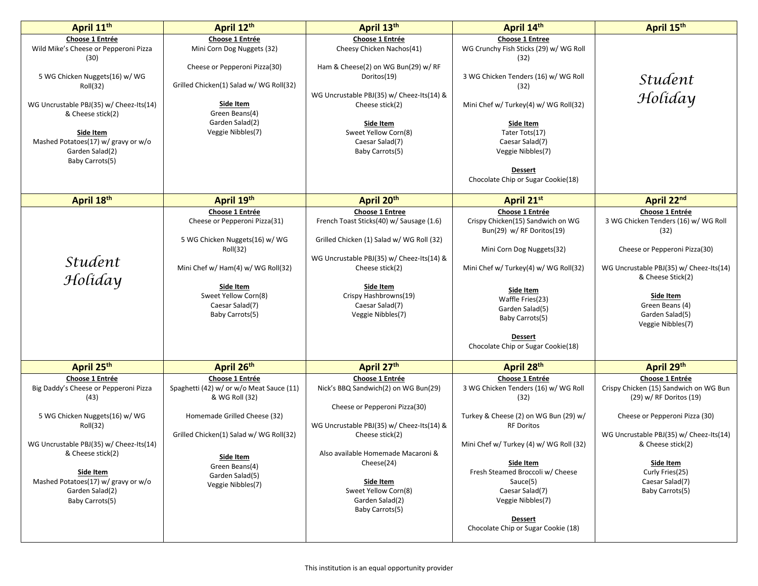| April 11th | April 12th | April 13th | April 14th | April 15th |
|---|---|---|---|---|
| **Choose 1 Entrée**<br>Wild Mike's Cheese or Pepperoni Pizza (30)<br><br>5 WG Chicken Nuggets(16) w/ WG Roll(32)<br><br>WG Uncrustable PBJ(35) w/ Cheez-Its(14) & Cheese stick(2)<br><br>**Side Item**<br>Mashed Potatoes(17) w/ gravy or w/o<br>Garden Salad(2)<br>Baby Carrots(5) | **Choose 1 Entrée**<br>Mini Corn Dog Nuggets (32)<br><br>Cheese or Pepperoni Pizza(30)<br><br>Grilled Chicken(1) Salad w/ WG Roll(32)<br><br>**Side Item**<br>Green Beans(4)<br>Garden Salad(2)<br>Veggie Nibbles(7) | **Choose 1 Entrée**<br>Cheesy Chicken Nachos(41)<br><br>Ham & Cheese(2) on WG Bun(29) w/ RF Doritos(19)<br><br>WG Uncrustable PBJ(35) w/ Cheez-Its(14) & Cheese stick(2)<br><br>**Side Item**<br>Sweet Yellow Corn(8)<br>Caesar Salad(7)<br>Baby Carrots(5) | **Choose 1 Entree**<br>WG Crunchy Fish Sticks (29) w/ WG Roll (32)<br><br>3 WG Chicken Tenders (16) w/ WG Roll (32)<br><br>Mini Chef w/ Turkey(4) w/ WG Roll(32)<br><br>**Side Item**<br>Tater Tots(17)<br>Caesar Salad(7)<br>Veggie Nibbles(7)<br><br>**Dessert**<br>Chocolate Chip or Sugar Cookie(18) | *Student Holiday* |
| **April 18th** | **April 19th** | **April 20th** | **April 21st** | **April 22nd** |
| *Student Holiday* | **Choose 1 Entrée**<br>Cheese or Pepperoni Pizza(31)<br><br>5 WG Chicken Nuggets(16) w/ WG Roll(32)<br><br>Mini Chef w/ Ham(4) w/ WG Roll(32)<br><br>**Side Item**<br>Sweet Yellow Corn(8)<br>Caesar Salad(7)<br>Baby Carrots(5) | **Choose 1 Entree**<br>French Toast Sticks(40) w/ Sausage (1.6)<br><br>Grilled Chicken (1) Salad w/ WG Roll (32)<br><br>WG Uncrustable PBJ(35) w/ Cheez-Its(14) & Cheese stick(2)<br><br>**Side Item**<br>Crispy Hashbrowns(19)<br>Caesar Salad(7)<br>Veggie Nibbles(7) | **Choose 1 Entrée**<br>Crispy Chicken(15) Sandwich on WG Bun(29) w/ RF Doritos(19)<br><br>Mini Corn Dog Nuggets(32)<br><br>Mini Chef w/ Turkey(4) w/ WG Roll(32)<br><br>**Side Item**<br>Waffle Fries(23)<br>Garden Salad(5)<br>Baby Carrots(5)<br><br>**Dessert**<br>Chocolate Chip or Sugar Cookie(18) | **Choose 1 Entrée**<br>3 WG Chicken Tenders (16) w/ WG Roll (32)<br><br>Cheese or Pepperoni Pizza(30)<br><br>WG Uncrustable PBJ(35) w/ Cheez-Its(14) & Cheese Stick(2)<br><br>**Side Item**<br>Green Beans (4)<br>Garden Salad(5)<br>Veggie Nibbles(7) |
| **April 25th** | **April 26th** | **April 27th** | **April 28th** | **April 29th** |
| **Choose 1 Entrée**<br>Big Daddy's Cheese or Pepperoni Pizza (43)<br><br>5 WG Chicken Nuggets(16) w/ WG Roll(32)<br><br>WG Uncrustable PBJ(35) w/ Cheez-Its(14) & Cheese stick(2)<br><br>**Side Item**<br>Mashed Potatoes(17) w/ gravy or w/o<br>Garden Salad(2)<br>Baby Carrots(5) | **Choose 1 Entrée**<br>Spaghetti (42) w/ or w/o Meat Sauce (11) & WG Roll (32)<br><br>Homemade Grilled Cheese (32)<br><br>Grilled Chicken(1) Salad w/ WG Roll(32)<br><br>**Side Item**<br>Green Beans(4)<br>Garden Salad(5)<br>Veggie Nibbles(7) | **Choose 1 Entrée**<br>Nick's BBQ Sandwich(2) on WG Bun(29)<br><br>Cheese or Pepperoni Pizza(30)<br><br>WG Uncrustable PBJ(35) w/ Cheez-Its(14) & Cheese stick(2)<br><br>Also available Homemade Macaroni & Cheese(24)<br><br>**Side Item**<br>Sweet Yellow Corn(8)<br>Garden Salad(2)<br>Baby Carrots(5) | **Choose 1 Entrée**<br>3 WG Chicken Tenders (16) w/ WG Roll (32)<br><br>Turkey & Cheese (2) on WG Bun (29) w/ RF Doritos<br><br>Mini Chef w/ Turkey (4) w/ WG Roll (32)<br><br>**Side Item**<br>Fresh Steamed Broccoli w/ Cheese Sauce(5)<br>Caesar Salad(7)<br>Veggie Nibbles(7)<br><br>**Dessert**<br>Chocolate Chip or Sugar Cookie (18) | **Choose 1 Entrée**<br>Crispy Chicken (15) Sandwich on WG Bun (29) w/ RF Doritos (19)<br><br>Cheese or Pepperoni Pizza (30)<br><br>WG Uncrustable PBJ(35) w/ Cheez-Its(14) & Cheese stick(2)<br><br>**Side Item**<br>Curly Fries(25)<br>Caesar Salad(7)<br>Baby Carrots(5) |

This institution is an equal opportunity provider